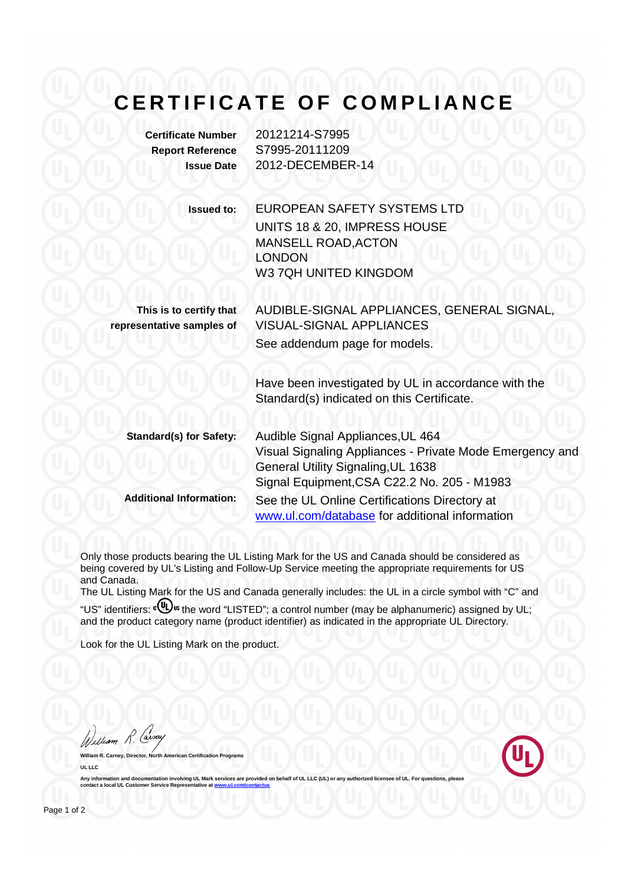# CERTIFICATE OF COMPLIANCE

| | |
|---|---|
| **Certificate Number** | 20121214-S7995 |
| **Report Reference** | S7995-20111209 |
| **Issue Date** | 2012-DECEMBER-14 |

**Issued to:** EUROPEAN SAFETY SYSTEMS LTD
UNITS 18 & 20, IMPRESS HOUSE
MANSELL ROAD,ACTON
LONDON
W3 7QH UNITED KINGDOM

**This is to certify that representative samples of** AUDIBLE-SIGNAL APPLIANCES, GENERAL SIGNAL, VISUAL-SIGNAL APPLIANCES
See addendum page for models.

Have been investigated by UL in accordance with the Standard(s) indicated on this Certificate.

**Standard(s) for Safety:** Audible Signal Appliances,UL 464
Visual Signaling Appliances - Private Mode Emergency and General Utility Signaling,UL 1638
Signal Equipment,CSA C22.2 No. 205 - M1983

**Additional Information:** See the UL Online Certifications Directory at www.ul.com/database for additional information

Only those products bearing the UL Listing Mark for the US and Canada should be considered as being covered by UL's Listing and Follow-Up Service meeting the appropriate requirements for US and Canada.
The UL Listing Mark for the US and Canada generally includes: the UL in a circle symbol with "C" and "US" identifiers: c(UL)us the word "LISTED"; a control number (may be alphanumeric) assigned by UL; and the product category name (product identifier) as indicated in the appropriate UL Directory.

Look for the UL Listing Mark on the product.

William R. Carney, Director, North American Certification Programs
UL LLC

Any information and documentation involving UL Mark services are provided on behalf of UL LLC (UL) or any authorized licensee of UL. For questions, please contact a local UL Customer Service Representative at www.ul.com/contactus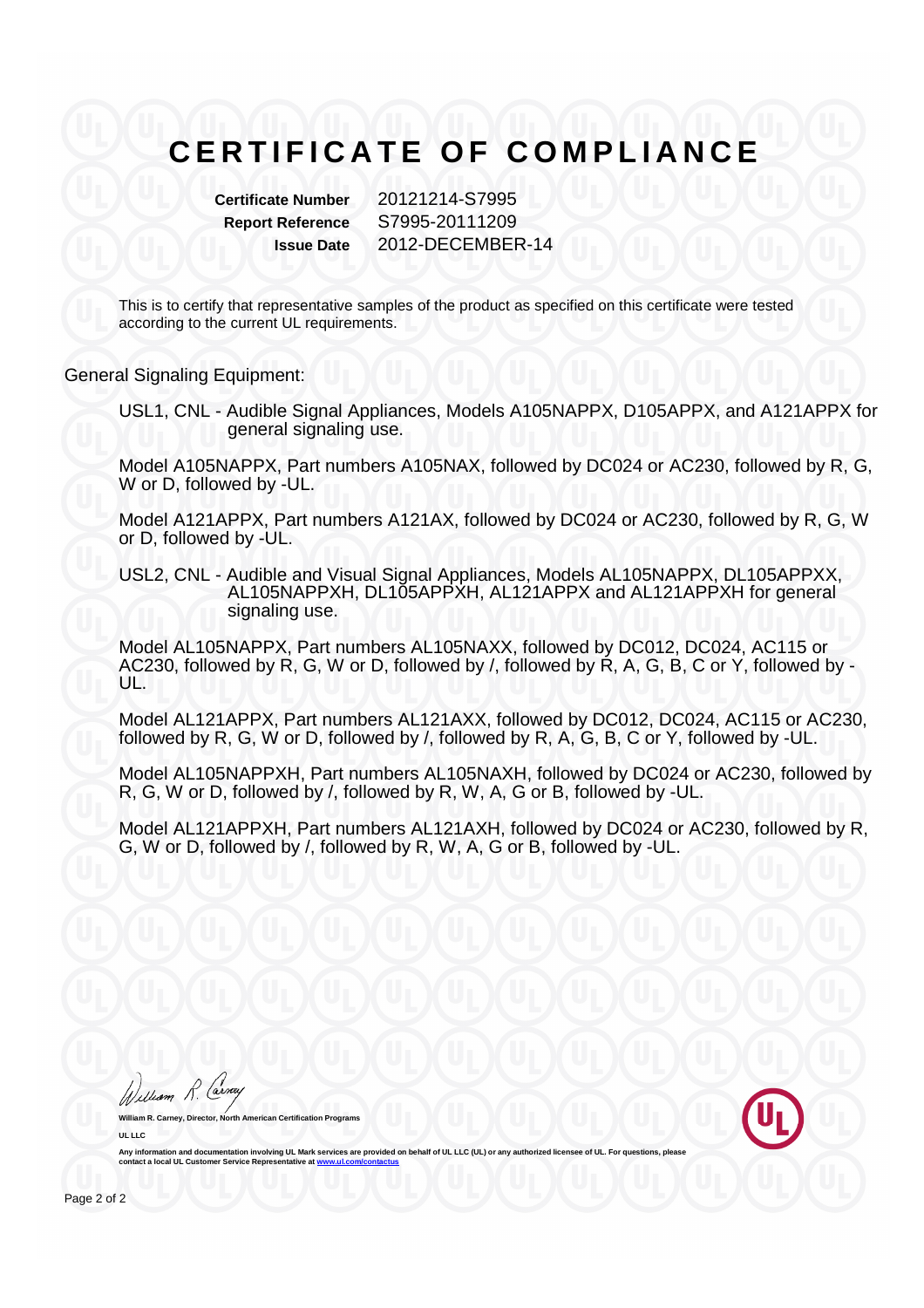# CERTIFICATE OF COMPLIANCE

**Certificate Number** 20121214-S7995
**Report Reference** S7995-20111209
**Issue Date** 2012-DECEMBER-14

This is to certify that representative samples of the product as specified on this certificate were tested according to the current UL requirements.

General Signaling Equipment:

USL1, CNL - Audible Signal Appliances, Models A105NAPPX, D105APPX, and A121APPX for general signaling use.

Model A105NAPPX, Part numbers A105NAX, followed by DC024 or AC230, followed by R, G, W or D, followed by -UL.

Model A121APPX, Part numbers A121AX, followed by DC024 or AC230, followed by R, G, W or D, followed by -UL.

USL2, CNL - Audible and Visual Signal Appliances, Models AL105NAPPX, DL105APPXX, AL105NAPPXH, DL105APPXH, AL121APPX and AL121APPXH for general signaling use.

Model AL105NAPPX, Part numbers AL105NAXX, followed by DC012, DC024, AC115 or AC230, followed by R, G, W or D, followed by /, followed by R, A, G, B, C or Y, followed by -UL.

Model AL121APPX, Part numbers AL121AXX, followed by DC012, DC024, AC115 or AC230, followed by R, G, W or D, followed by /, followed by R, A, G, B, C or Y, followed by -UL.

Model AL105NAPPXH, Part numbers AL105NAXH, followed by DC024 or AC230, followed by R, G, W or D, followed by /, followed by R, W, A, G or B, followed by -UL.

Model AL121APPXH, Part numbers AL121AXH, followed by DC024 or AC230, followed by R, G, W or D, followed by /, followed by R, W, A, G or B, followed by -UL.

William R. Carney, Director, North American Certification Programs

UL LLC

Any information and documentation involving UL Mark services are provided on behalf of UL LLC (UL) or any authorized licensee of UL. For questions, please contact a local UL Customer Service Representative at www.ul.com/contactus